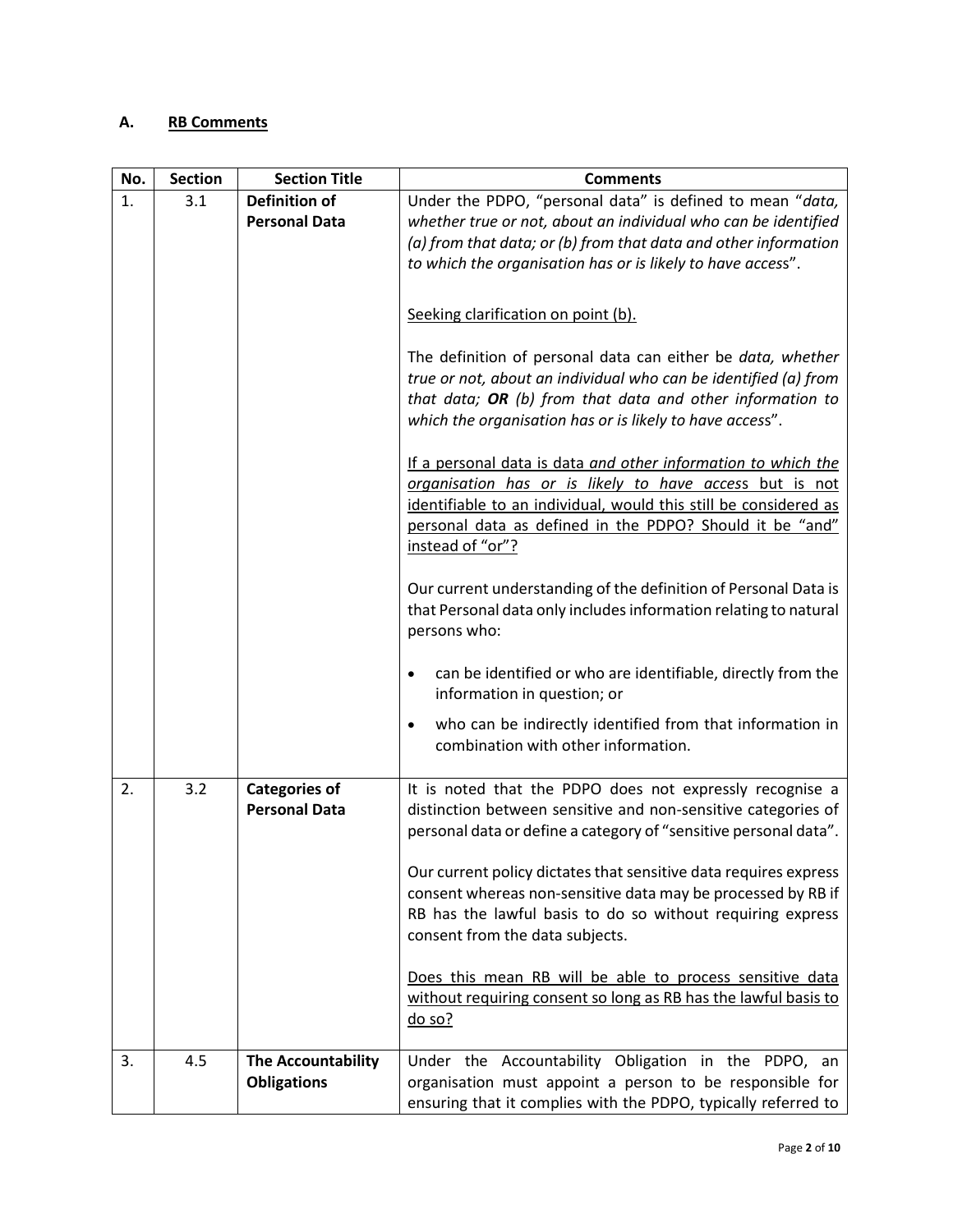## A. <u>RB Comments</u>

| No. | Section | Section Title | Comments |
|---|---|---|---|
| 1. | 3.1 | **Definition of Personal Data** | Under the PDPO, "personal data" is defined to mean "*data, whether true or not, about an individual who can be identified (a) from that data; or (b) from that data and other information to which the organisation has or is likely to have access*".<br><br><u>Seeking clarification on point (b).</u><br><br>The definition of personal data can either be *data, whether true or not, about an individual who can be identified (a) from that data;* ***OR*** *(b) from that data and other information to which the organisation has or is likely to have access*".<br><br><u>If a personal data is data *and other information to which the organisation has or is likely to have access* but is not identifiable to an individual, would this still be considered as personal data as defined in the PDPO? Should it be "and" instead of "or"?</u><br><br>Our current understanding of the definition of Personal Data is that Personal data only includes information relating to natural persons who:<br><br>• can be identified or who are identifiable, directly from the information in question; or<br>• who can be indirectly identified from that information in combination with other information. |
| 2. | 3.2 | **Categories of Personal Data** | It is noted that the PDPO does not expressly recognise a distinction between sensitive and non-sensitive categories of personal data or define a category of "sensitive personal data".<br><br>Our current policy dictates that sensitive data requires express consent whereas non-sensitive data may be processed by RB if RB has the lawful basis to do so without requiring express consent from the data subjects.<br><br><u>Does this mean RB will be able to process sensitive data without requiring consent so long as RB has the lawful basis to do so?</u> |
| 3. | 4.5 | **The Accountability Obligations** | Under the Accountability Obligation in the PDPO, an organisation must appoint a person to be responsible for ensuring that it complies with the PDPO, typically referred to |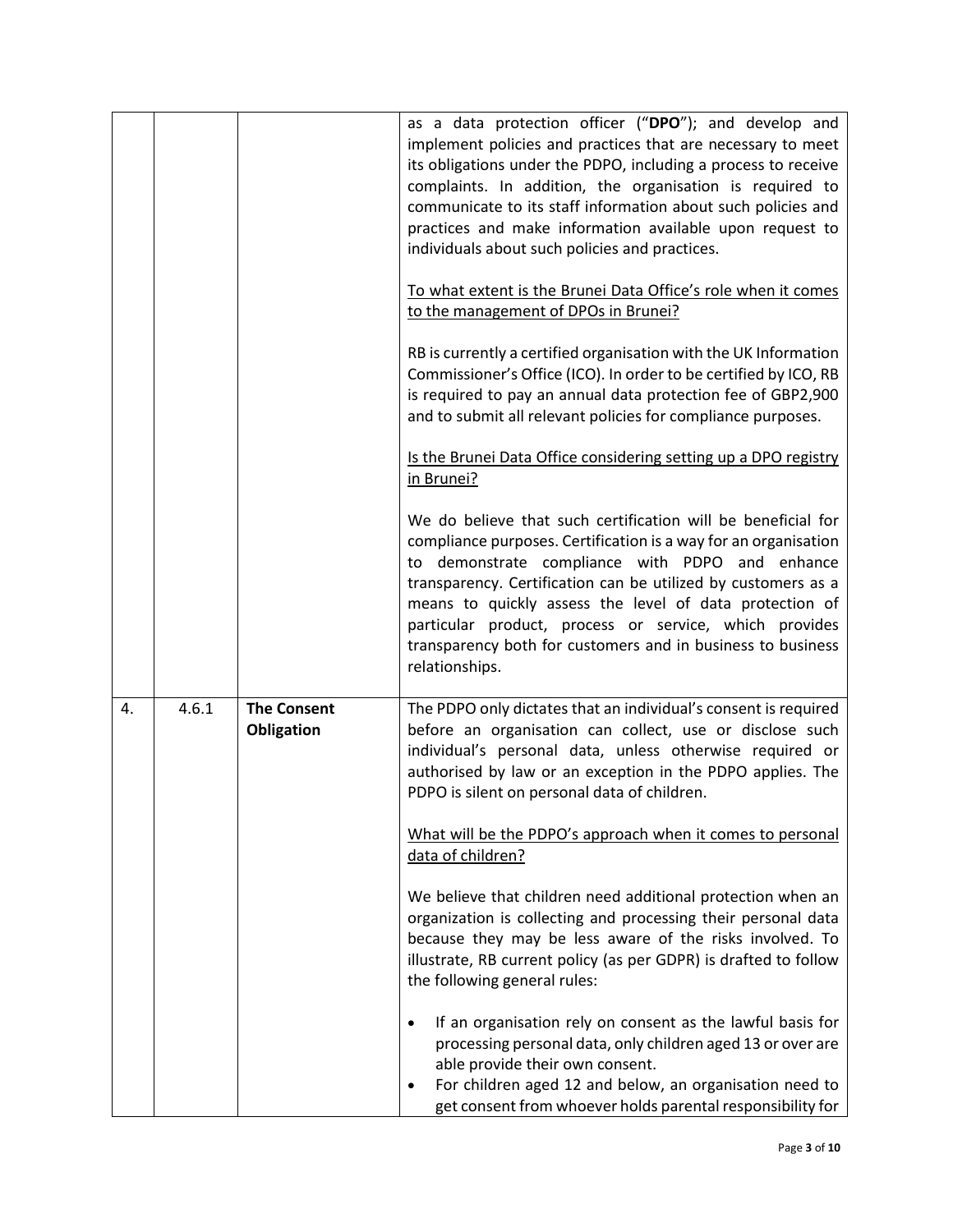| | | | |
|---|---|---|---|
| | | | as a data protection officer ("**DPO**"); and develop and implement policies and practices that are necessary to meet its obligations under the PDPO, including a process to receive complaints. In addition, the organisation is required to communicate to its staff information about such policies and practices and make information available upon request to individuals about such policies and practices.<br><br><u>To what extent is the Brunei Data Office's role when it comes to the management of DPOs in Brunei?</u><br><br>RB is currently a certified organisation with the UK Information Commissioner's Office (ICO). In order to be certified by ICO, RB is required to pay an annual data protection fee of GBP2,900 and to submit all relevant policies for compliance purposes.<br><br><u>Is the Brunei Data Office considering setting up a DPO registry in Brunei?</u><br><br>We do believe that such certification will be beneficial for compliance purposes. Certification is a way for an organisation to demonstrate compliance with PDPO and enhance transparency. Certification can be utilized by customers as a means to quickly assess the level of data protection of particular product, process or service, which provides transparency both for customers and in business to business relationships. |
| 4. | 4.6.1 | **The Consent Obligation** | The PDPO only dictates that an individual's consent is required before an organisation can collect, use or disclose such individual's personal data, unless otherwise required or authorised by law or an exception in the PDPO applies. The PDPO is silent on personal data of children.<br><br><u>What will be the PDPO's approach when it comes to personal data of children?</u><br><br>We believe that children need additional protection when an organization is collecting and processing their personal data because they may be less aware of the risks involved. To illustrate, RB current policy (as per GDPR) is drafted to follow the following general rules:<br><br>• If an organisation rely on consent as the lawful basis for processing personal data, only children aged 13 or over are able provide their own consent.<br>• For children aged 12 and below, an organisation need to get consent from whoever holds parental responsibility for |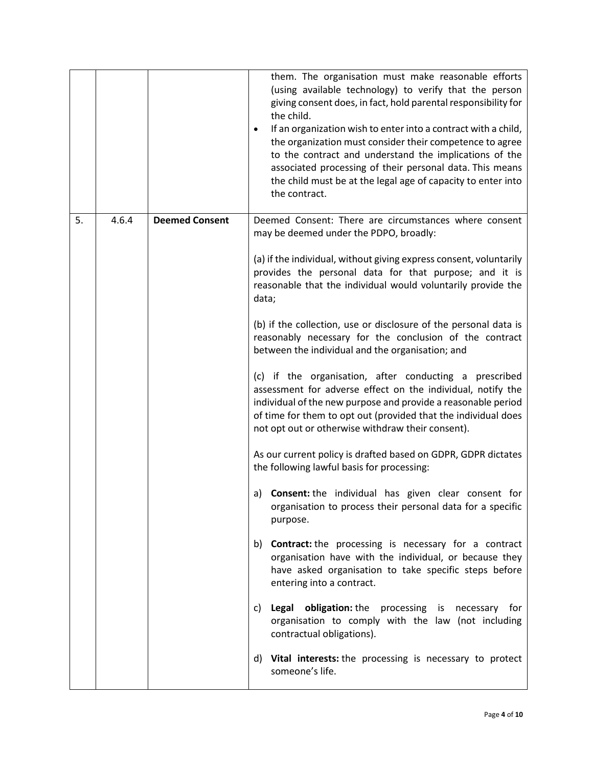| | | | |
|---|---|---|---|
| | | | them. The organisation must make reasonable efforts (using available technology) to verify that the person giving consent does, in fact, hold parental responsibility for the child.<br>• If an organization wish to enter into a contract with a child, the organization must consider their competence to agree to the contract and understand the implications of the associated processing of their personal data. This means the child must be at the legal age of capacity to enter into the contract. |
| 5. | 4.6.4 | **Deemed Consent** | Deemed Consent: There are circumstances where consent may be deemed under the PDPO, broadly:<br><br>(a) if the individual, without giving express consent, voluntarily provides the personal data for that purpose; and it is reasonable that the individual would voluntarily provide the data;<br><br>(b) if the collection, use or disclosure of the personal data is reasonably necessary for the conclusion of the contract between the individual and the organisation; and<br><br>(c) if the organisation, after conducting a prescribed assessment for adverse effect on the individual, notify the individual of the new purpose and provide a reasonable period of time for them to opt out (provided that the individual does not opt out or otherwise withdraw their consent).<br><br>As our current policy is drafted based on GDPR, GDPR dictates the following lawful basis for processing:<br><br>a) **Consent:** the individual has given clear consent for organisation to process their personal data for a specific purpose.<br><br>b) **Contract:** the processing is necessary for a contract organisation have with the individual, or because they have asked organisation to take specific steps before entering into a contract.<br><br>c) **Legal obligation:** the processing is necessary for organisation to comply with the law (not including contractual obligations).<br><br>d) **Vital interests:** the processing is necessary to protect someone's life. |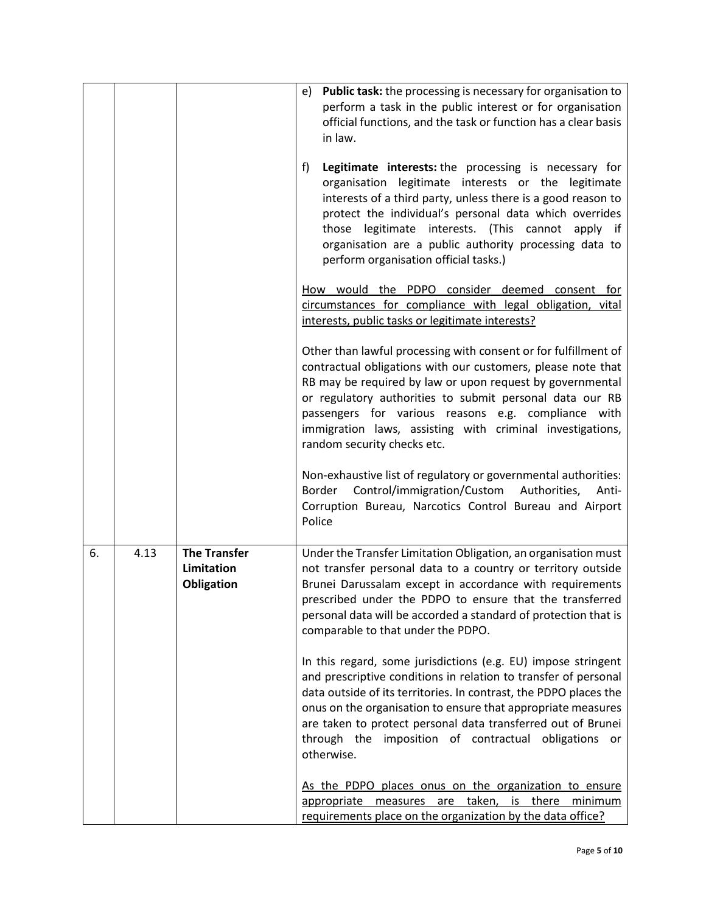| | | | |
|---|---|---|---|
| | | | e) **Public task:** the processing is necessary for organisation to perform a task in the public interest or for organisation official functions, and the task or function has a clear basis in law.<br><br>f) **Legitimate interests:** the processing is necessary for organisation legitimate interests or the legitimate interests of a third party, unless there is a good reason to protect the individual's personal data which overrides those legitimate interests. (This cannot apply if organisation are a public authority processing data to perform organisation official tasks.)<br><br><u>How would the PDPO consider deemed consent for circumstances for compliance with legal obligation, vital interests, public tasks or legitimate interests?</u><br><br>Other than lawful processing with consent or for fulfillment of contractual obligations with our customers, please note that RB may be required by law or upon request by governmental or regulatory authorities to submit personal data our RB passengers for various reasons e.g. compliance with immigration laws, assisting with criminal investigations, random security checks etc.<br><br>Non-exhaustive list of regulatory or governmental authorities: Border Control/immigration/Custom Authorities, Anti-Corruption Bureau, Narcotics Control Bureau and Airport Police |
| 6. | 4.13 | **The Transfer Limitation Obligation** | Under the Transfer Limitation Obligation, an organisation must not transfer personal data to a country or territory outside Brunei Darussalam except in accordance with requirements prescribed under the PDPO to ensure that the transferred personal data will be accorded a standard of protection that is comparable to that under the PDPO.<br><br>In this regard, some jurisdictions (e.g. EU) impose stringent and prescriptive conditions in relation to transfer of personal data outside of its territories. In contrast, the PDPO places the onus on the organisation to ensure that appropriate measures are taken to protect personal data transferred out of Brunei through the imposition of contractual obligations or otherwise.<br><br><u>As the PDPO places onus on the organization to ensure appropriate measures are taken, is there minimum requirements place on the organization by the data office?</u> |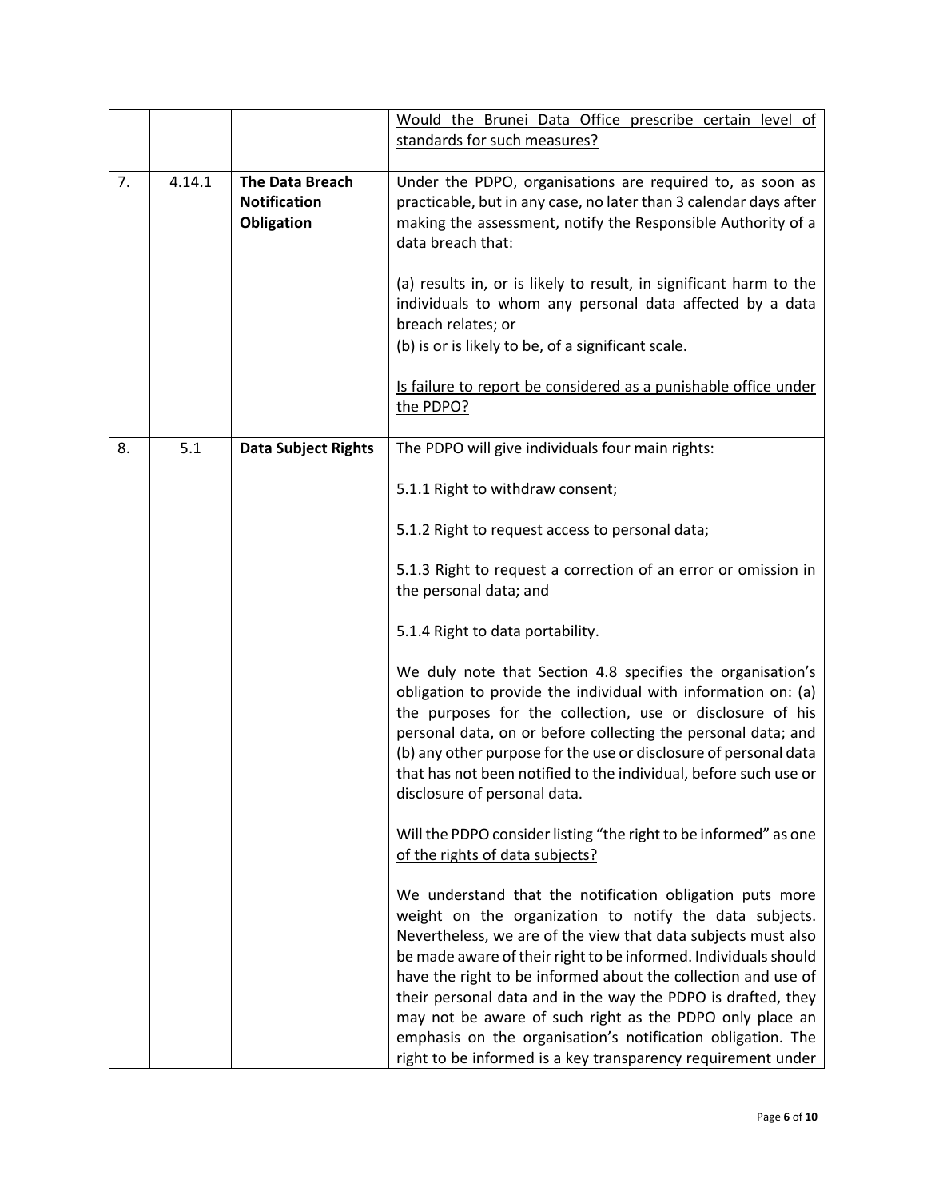|  |  |  | <u>Would the Brunei Data Office prescribe certain level of standards for such measures?</u> |
|---|---|---|---|
| 7. | 4.14.1 | **The Data Breach Notification Obligation** | Under the PDPO, organisations are required to, as soon as practicable, but in any case, no later than 3 calendar days after making the assessment, notify the Responsible Authority of a data breach that:<br><br>(a) results in, or is likely to result, in significant harm to the individuals to whom any personal data affected by a data breach relates; or<br>(b) is or is likely to be, of a significant scale.<br><br><u>Is failure to report be considered as a punishable office under the PDPO?</u> |
| 8. | 5.1 | **Data Subject Rights** | The PDPO will give individuals four main rights:<br><br>5.1.1 Right to withdraw consent;<br><br>5.1.2 Right to request access to personal data;<br><br>5.1.3 Right to request a correction of an error or omission in the personal data; and<br><br>5.1.4 Right to data portability.<br><br>We duly note that Section 4.8 specifies the organisation's obligation to provide the individual with information on: (a) the purposes for the collection, use or disclosure of his personal data, on or before collecting the personal data; and (b) any other purpose for the use or disclosure of personal data that has not been notified to the individual, before such use or disclosure of personal data.<br><br><u>Will the PDPO consider listing "the right to be informed" as one of the rights of data subjects?</u><br><br>We understand that the notification obligation puts more weight on the organization to notify the data subjects. Nevertheless, we are of the view that data subjects must also be made aware of their right to be informed. Individuals should have the right to be informed about the collection and use of their personal data and in the way the PDPO is drafted, they may not be aware of such right as the PDPO only place an emphasis on the organisation's notification obligation. The right to be informed is a key transparency requirement under |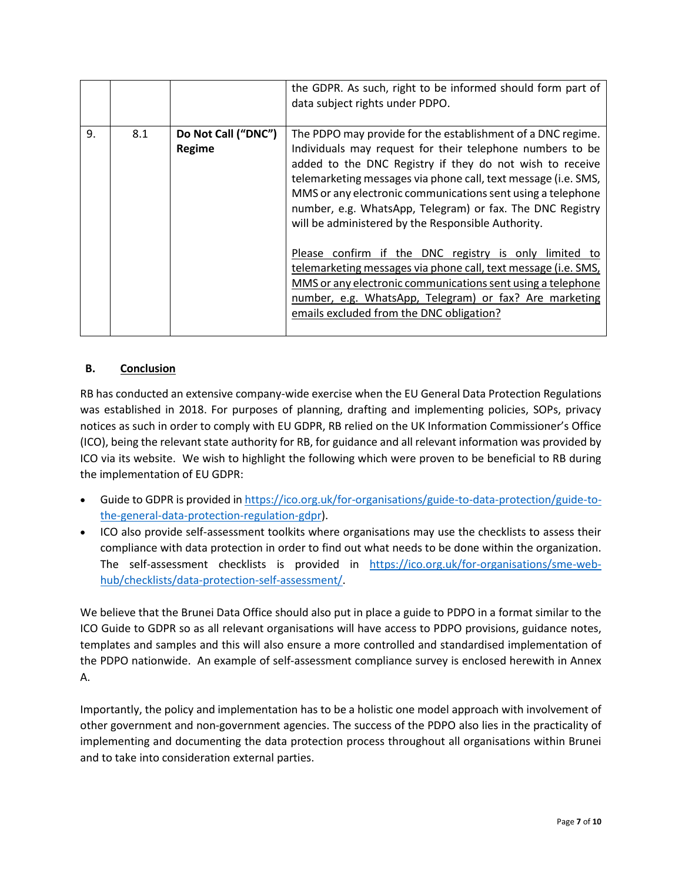| | | | |
|---|---|---|---|
| | | | the GDPR. As such, right to be informed should form part of data subject rights under PDPO. |
| 9. | 8.1 | **Do Not Call ("DNC") Regime** | The PDPO may provide for the establishment of a DNC regime. Individuals may request for their telephone numbers to be added to the DNC Registry if they do not wish to receive telemarketing messages via phone call, text message (i.e. SMS, MMS or any electronic communications sent using a telephone number, e.g. WhatsApp, Telegram) or fax. The DNC Registry will be administered by the Responsible Authority.<br><br><u>Please confirm if the DNC registry is only limited to telemarketing messages via phone call, text message (i.e. SMS, MMS or any electronic communications sent using a telephone number, e.g. WhatsApp, Telegram) or fax? Are marketing emails excluded from the DNC obligation?</u> |

## B. Conclusion

RB has conducted an extensive company-wide exercise when the EU General Data Protection Regulations was established in 2018. For purposes of planning, drafting and implementing policies, SOPs, privacy notices as such in order to comply with EU GDPR, RB relied on the UK Information Commissioner's Office (ICO), being the relevant state authority for RB, for guidance and all relevant information was provided by ICO via its website. We wish to highlight the following which were proven to be beneficial to RB during the implementation of EU GDPR:

- Guide to GDPR is provided in https://ico.org.uk/for-organisations/guide-to-data-protection/guide-to-the-general-data-protection-regulation-gdpr).
- ICO also provide self-assessment toolkits where organisations may use the checklists to assess their compliance with data protection in order to find out what needs to be done within the organization. The self-assessment checklists is provided in https://ico.org.uk/for-organisations/sme-web-hub/checklists/data-protection-self-assessment/.

We believe that the Brunei Data Office should also put in place a guide to PDPO in a format similar to the ICO Guide to GDPR so as all relevant organisations will have access to PDPO provisions, guidance notes, templates and samples and this will also ensure a more controlled and standardised implementation of the PDPO nationwide. An example of self-assessment compliance survey is enclosed herewith in Annex A.

Importantly, the policy and implementation has to be a holistic one model approach with involvement of other government and non-government agencies. The success of the PDPO also lies in the practicality of implementing and documenting the data protection process throughout all organisations within Brunei and to take into consideration external parties.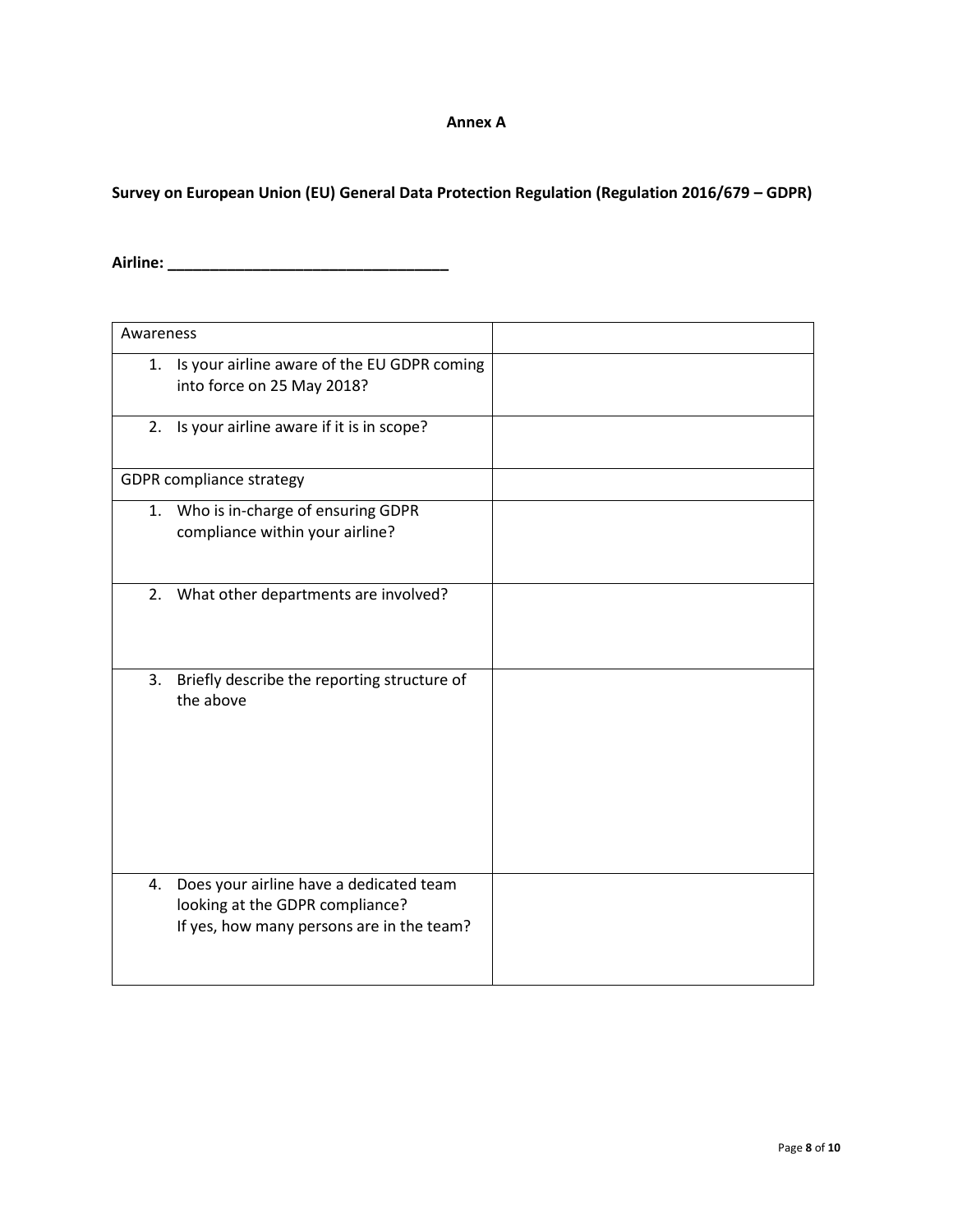**Annex A**

**Survey on European Union (EU) General Data Protection Regulation (Regulation 2016/679 – GDPR)**

**Airline: _________________________________**

| Awareness | |
|---|---|
| 1. Is your airline aware of the EU GDPR coming into force on 25 May 2018? | |
| 2. Is your airline aware if it is in scope? | |
| GDPR compliance strategy | |
| 1. Who is in-charge of ensuring GDPR compliance within your airline? | |
| 2. What other departments are involved? | |
| 3. Briefly describe the reporting structure of the above | |
| 4. Does your airline have a dedicated team looking at the GDPR compliance? If yes, how many persons are in the team? | |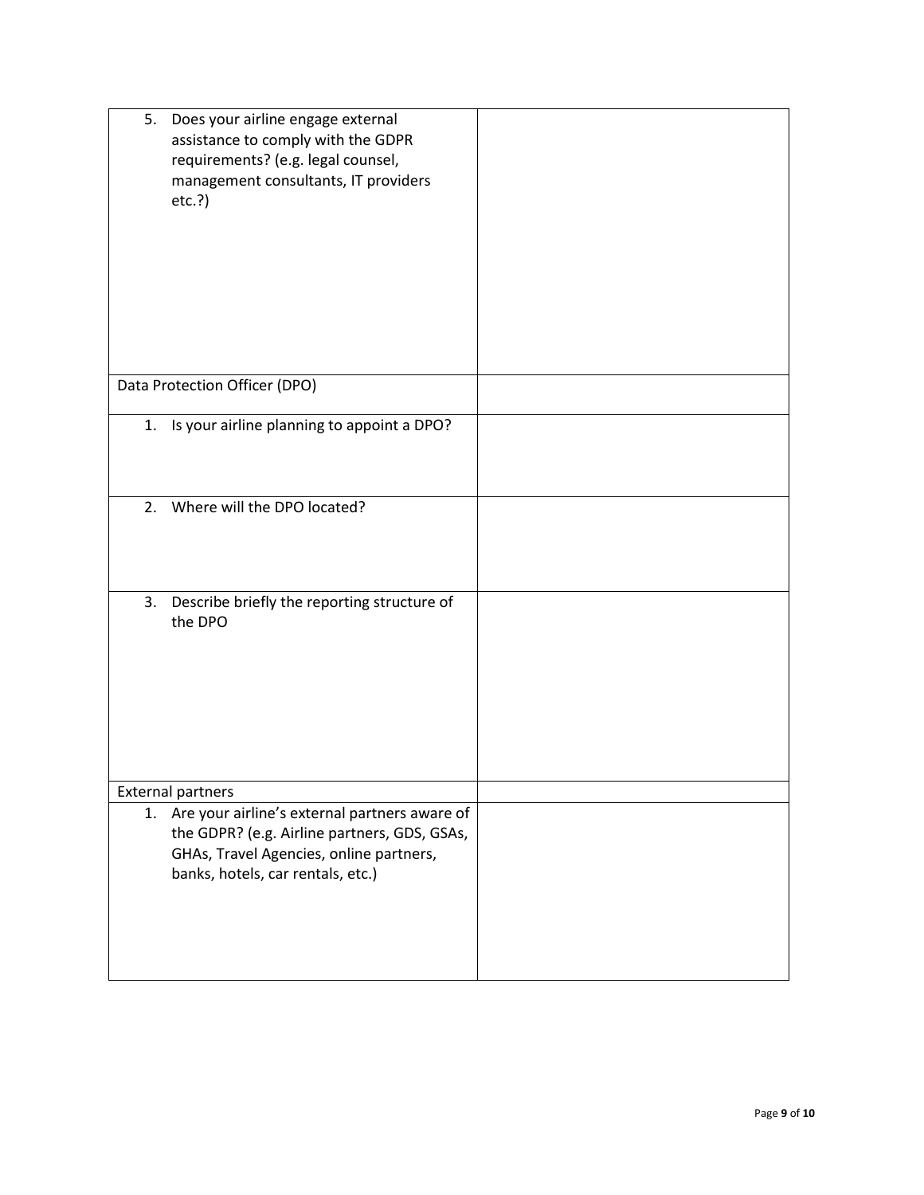| | |
|---|---|
| 5. Does your airline engage external assistance to comply with the GDPR requirements? (e.g. legal counsel, management consultants, IT providers etc.?) | |
| Data Protection Officer (DPO) | |
| 1. Is your airline planning to appoint a DPO? | |
| 2. Where will the DPO located? | |
| 3. Describe briefly the reporting structure of the DPO | |
| External partners | |
| 1. Are your airline's external partners aware of the GDPR? (e.g. Airline partners, GDS, GSAs, GHAs, Travel Agencies, online partners, banks, hotels, car rentals, etc.) | |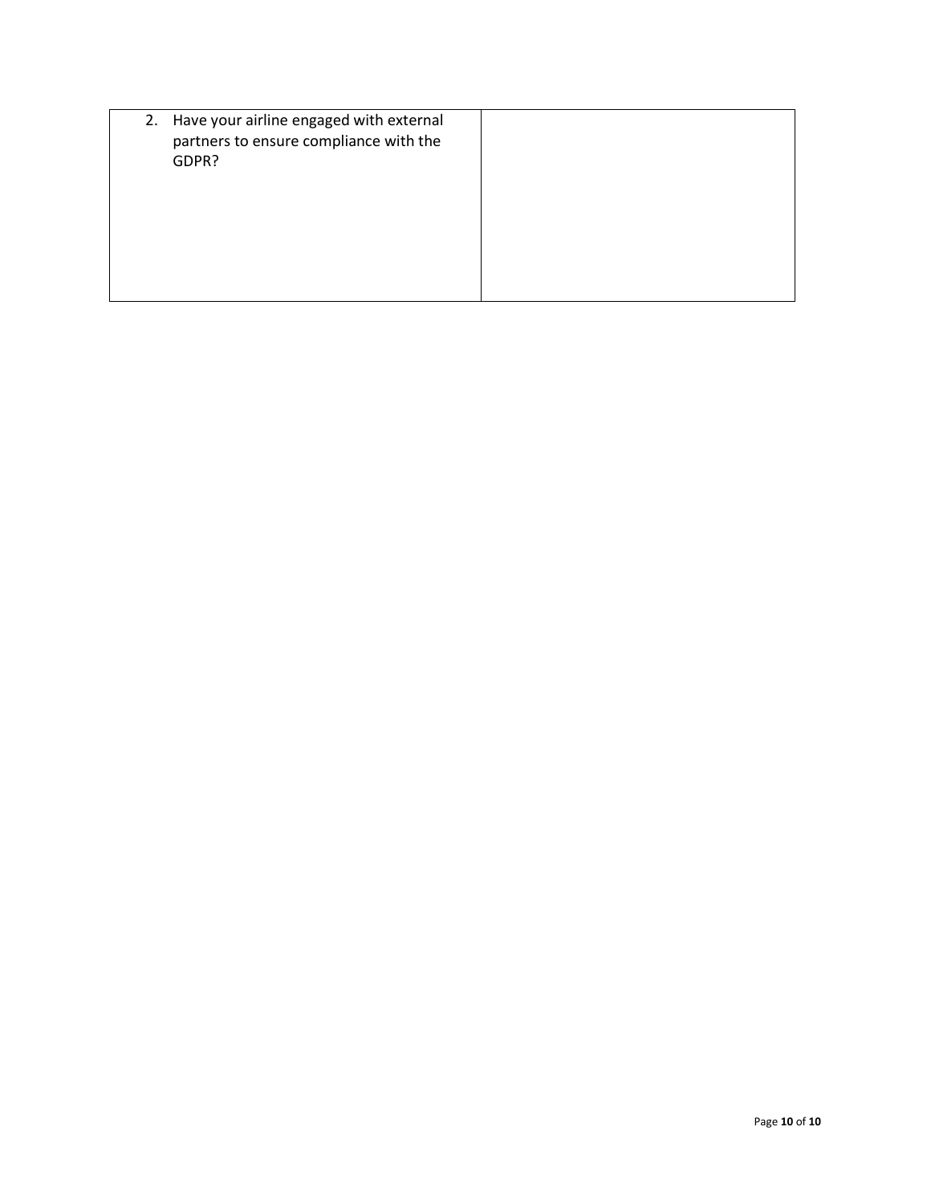| | |
|---|---|
| 2. Have your airline engaged with external partners to ensure compliance with the GDPR? | |